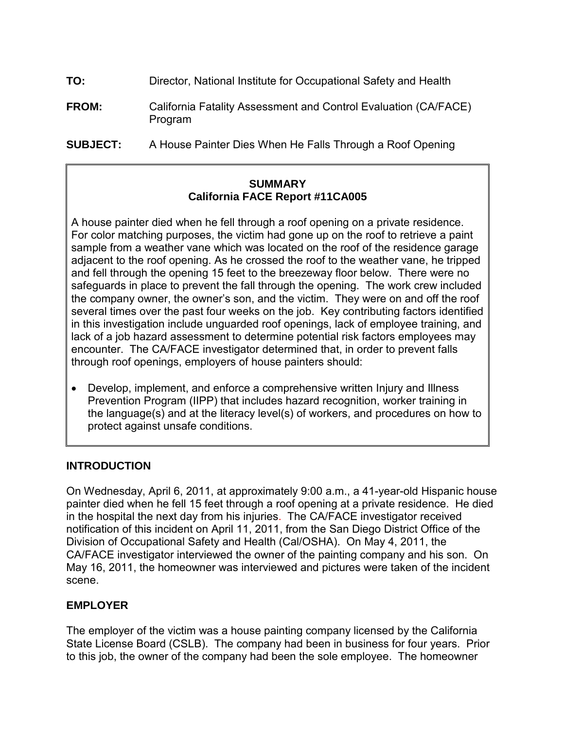**TO:** Director, National Institute for Occupational Safety and Health

**FROM:** California Fatality Assessment and Control Evaluation (CA/FACE) Program

**SUBJECT:** A House Painter Dies When He Falls Through a Roof Opening

**SUMMARY**
**California FACE Report #11CA005**

A house painter died when he fell through a roof opening on a private residence. For color matching purposes, the victim had gone up on the roof to retrieve a paint sample from a weather vane which was located on the roof of the residence garage adjacent to the roof opening. As he crossed the roof to the weather vane, he tripped and fell through the opening 15 feet to the breezeway floor below. There were no safeguards in place to prevent the fall through the opening. The work crew included the company owner, the owner's son, and the victim. They were on and off the roof several times over the past four weeks on the job. Key contributing factors identified in this investigation include unguarded roof openings, lack of employee training, and lack of a job hazard assessment to determine potential risk factors employees may encounter. The CA/FACE investigator determined that, in order to prevent falls through roof openings, employers of house painters should:

- Develop, implement, and enforce a comprehensive written Injury and Illness Prevention Program (IIPP) that includes hazard recognition, worker training in the language(s) and at the literacy level(s) of workers, and procedures on how to protect against unsafe conditions.

## INTRODUCTION

On Wednesday, April 6, 2011, at approximately 9:00 a.m., a 41-year-old Hispanic house painter died when he fell 15 feet through a roof opening at a private residence. He died in the hospital the next day from his injuries. The CA/FACE investigator received notification of this incident on April 11, 2011, from the San Diego District Office of the Division of Occupational Safety and Health (Cal/OSHA). On May 4, 2011, the CA/FACE investigator interviewed the owner of the painting company and his son. On May 16, 2011, the homeowner was interviewed and pictures were taken of the incident scene.

## EMPLOYER

The employer of the victim was a house painting company licensed by the California State License Board (CSLB). The company had been in business for four years. Prior to this job, the owner of the company had been the sole employee. The homeowner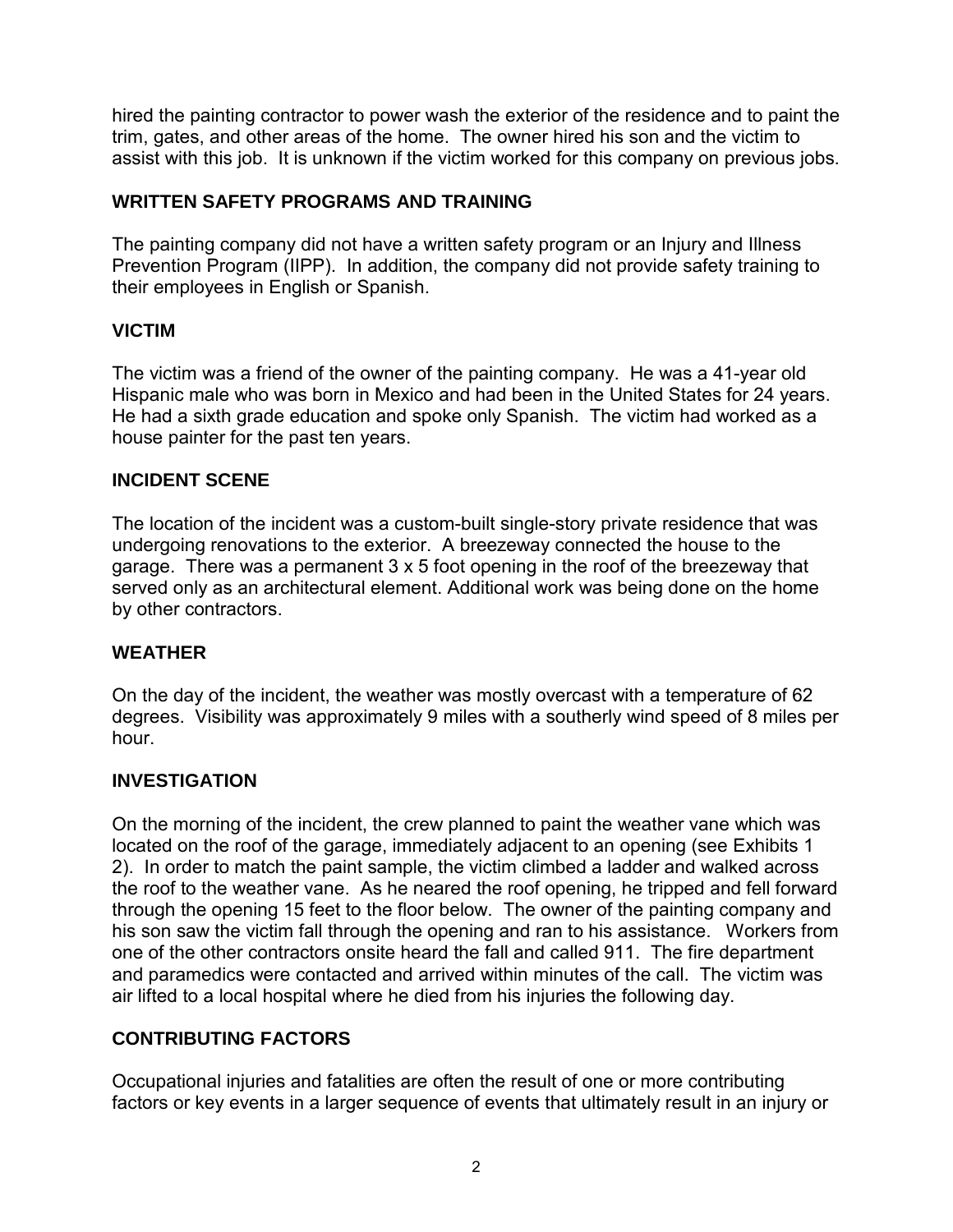hired the painting contractor to power wash the exterior of the residence and to paint the trim, gates, and other areas of the home. The owner hired his son and the victim to assist with this job. It is unknown if the victim worked for this company on previous jobs.

## WRITTEN SAFETY PROGRAMS AND TRAINING

The painting company did not have a written safety program or an Injury and Illness Prevention Program (IIPP). In addition, the company did not provide safety training to their employees in English or Spanish.

## VICTIM

The victim was a friend of the owner of the painting company. He was a 41-year old Hispanic male who was born in Mexico and had been in the United States for 24 years. He had a sixth grade education and spoke only Spanish. The victim had worked as a house painter for the past ten years.

## INCIDENT SCENE

The location of the incident was a custom-built single-story private residence that was undergoing renovations to the exterior. A breezeway connected the house to the garage. There was a permanent 3 x 5 foot opening in the roof of the breezeway that served only as an architectural element. Additional work was being done on the home by other contractors.

## WEATHER

On the day of the incident, the weather was mostly overcast with a temperature of 62 degrees. Visibility was approximately 9 miles with a southerly wind speed of 8 miles per hour.

## INVESTIGATION

On the morning of the incident, the crew planned to paint the weather vane which was located on the roof of the garage, immediately adjacent to an opening (see Exhibits 1 2). In order to match the paint sample, the victim climbed a ladder and walked across the roof to the weather vane. As he neared the roof opening, he tripped and fell forward through the opening 15 feet to the floor below. The owner of the painting company and his son saw the victim fall through the opening and ran to his assistance. Workers from one of the other contractors onsite heard the fall and called 911. The fire department and paramedics were contacted and arrived within minutes of the call. The victim was air lifted to a local hospital where he died from his injuries the following day.

## CONTRIBUTING FACTORS

Occupational injuries and fatalities are often the result of one or more contributing factors or key events in a larger sequence of events that ultimately result in an injury or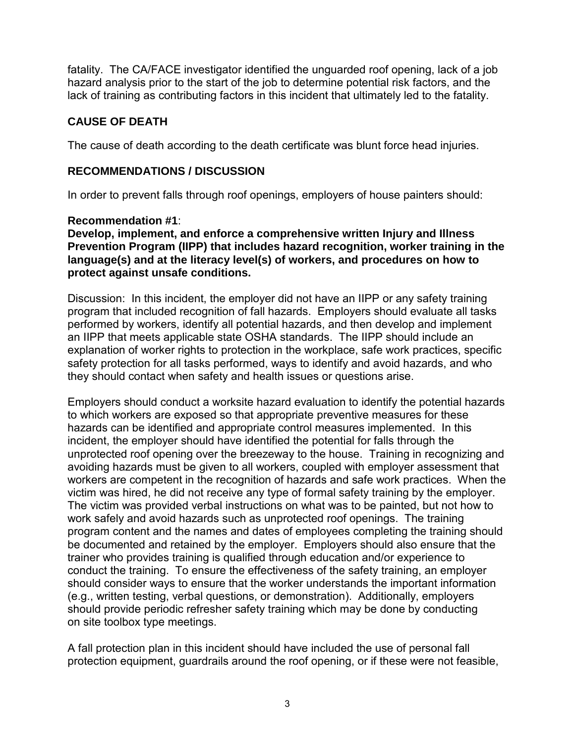fatality. The CA/FACE investigator identified the unguarded roof opening, lack of a job hazard analysis prior to the start of the job to determine potential risk factors, and the lack of training as contributing factors in this incident that ultimately led to the fatality.

## CAUSE OF DEATH

The cause of death according to the death certificate was blunt force head injuries.

## RECOMMENDATIONS / DISCUSSION

In order to prevent falls through roof openings, employers of house painters should:

**Recommendation #1**:
**Develop, implement, and enforce a comprehensive written Injury and Illness Prevention Program (IIPP) that includes hazard recognition, worker training in the language(s) and at the literacy level(s) of workers, and procedures on how to protect against unsafe conditions.**

Discussion: In this incident, the employer did not have an IIPP or any safety training program that included recognition of fall hazards. Employers should evaluate all tasks performed by workers, identify all potential hazards, and then develop and implement an IIPP that meets applicable state OSHA standards. The IIPP should include an explanation of worker rights to protection in the workplace, safe work practices, specific safety protection for all tasks performed, ways to identify and avoid hazards, and who they should contact when safety and health issues or questions arise.

Employers should conduct a worksite hazard evaluation to identify the potential hazards to which workers are exposed so that appropriate preventive measures for these hazards can be identified and appropriate control measures implemented. In this incident, the employer should have identified the potential for falls through the unprotected roof opening over the breezeway to the house. Training in recognizing and avoiding hazards must be given to all workers, coupled with employer assessment that workers are competent in the recognition of hazards and safe work practices. When the victim was hired, he did not receive any type of formal safety training by the employer. The victim was provided verbal instructions on what was to be painted, but not how to work safely and avoid hazards such as unprotected roof openings. The training program content and the names and dates of employees completing the training should be documented and retained by the employer. Employers should also ensure that the trainer who provides training is qualified through education and/or experience to conduct the training. To ensure the effectiveness of the safety training, an employer should consider ways to ensure that the worker understands the important information (e.g., written testing, verbal questions, or demonstration). Additionally, employers should provide periodic refresher safety training which may be done by conducting on site toolbox type meetings.

A fall protection plan in this incident should have included the use of personal fall protection equipment, guardrails around the roof opening, or if these were not feasible,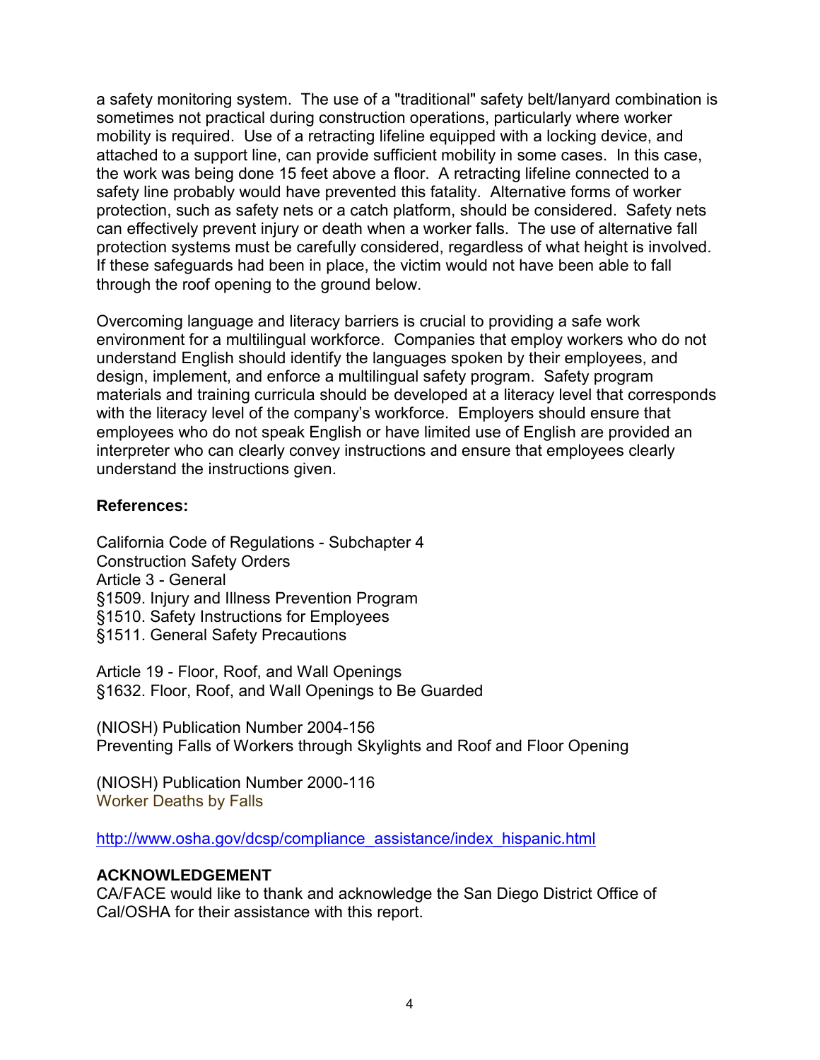a safety monitoring system. The use of a "traditional" safety belt/lanyard combination is sometimes not practical during construction operations, particularly where worker mobility is required. Use of a retracting lifeline equipped with a locking device, and attached to a support line, can provide sufficient mobility in some cases. In this case, the work was being done 15 feet above a floor. A retracting lifeline connected to a safety line probably would have prevented this fatality. Alternative forms of worker protection, such as safety nets or a catch platform, should be considered. Safety nets can effectively prevent injury or death when a worker falls. The use of alternative fall protection systems must be carefully considered, regardless of what height is involved. If these safeguards had been in place, the victim would not have been able to fall through the roof opening to the ground below.

Overcoming language and literacy barriers is crucial to providing a safe work environment for a multilingual workforce. Companies that employ workers who do not understand English should identify the languages spoken by their employees, and design, implement, and enforce a multilingual safety program. Safety program materials and training curricula should be developed at a literacy level that corresponds with the literacy level of the company's workforce. Employers should ensure that employees who do not speak English or have limited use of English are provided an interpreter who can clearly convey instructions and ensure that employees clearly understand the instructions given.

**References:**

California Code of Regulations - Subchapter 4
Construction Safety Orders
Article 3 - General
§1509. Injury and Illness Prevention Program
§1510. Safety Instructions for Employees
§1511. General Safety Precautions

Article 19 - Floor, Roof, and Wall Openings
§1632. Floor, Roof, and Wall Openings to Be Guarded

(NIOSH) Publication Number 2004-156
Preventing Falls of Workers through Skylights and Roof and Floor Opening

(NIOSH) Publication Number 2000-116
Worker Deaths by Falls

http://www.osha.gov/dcsp/compliance_assistance/index_hispanic.html

**ACKNOWLEDGEMENT**

CA/FACE would like to thank and acknowledge the San Diego District Office of Cal/OSHA for their assistance with this report.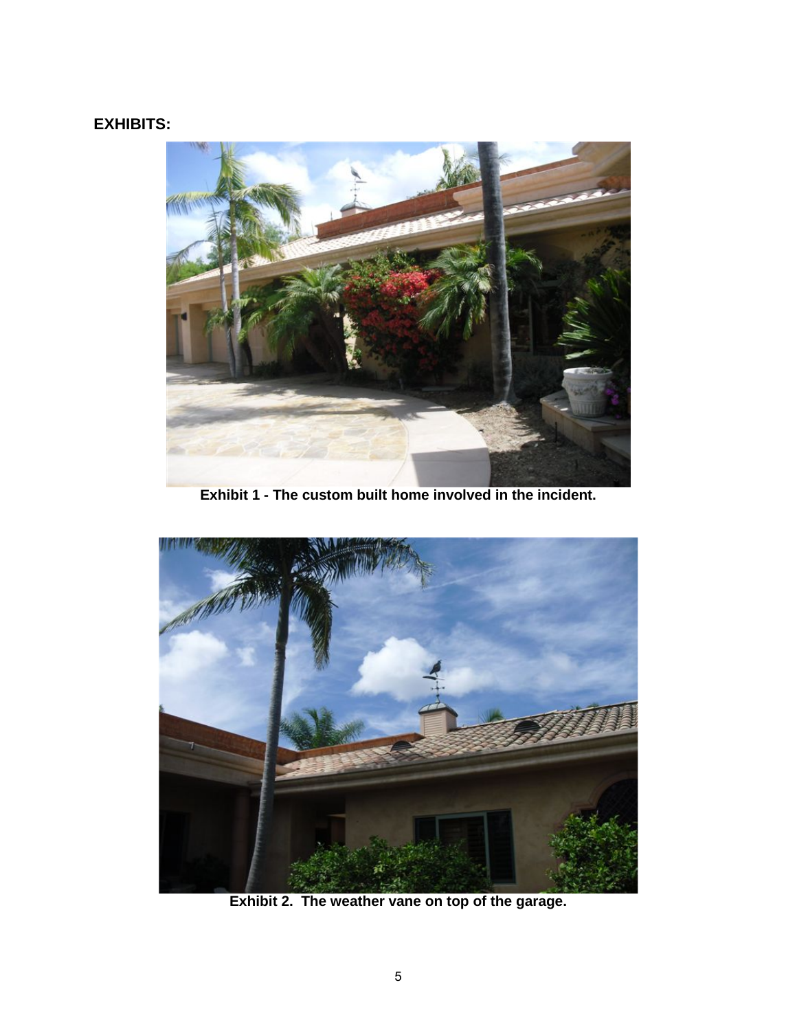**EXHIBITS:**

**Exhibit 1 - The custom built home involved in the incident.**

**Exhibit 2. The weather vane on top of the garage.**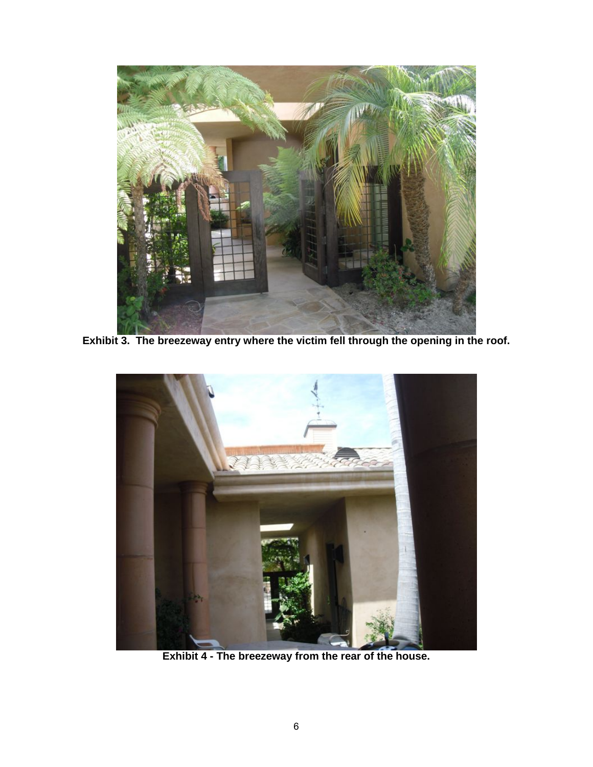**Exhibit 3. The breezeway entry where the victim fell through the opening in the roof.**

**Exhibit 4 - The breezeway from the rear of the house.**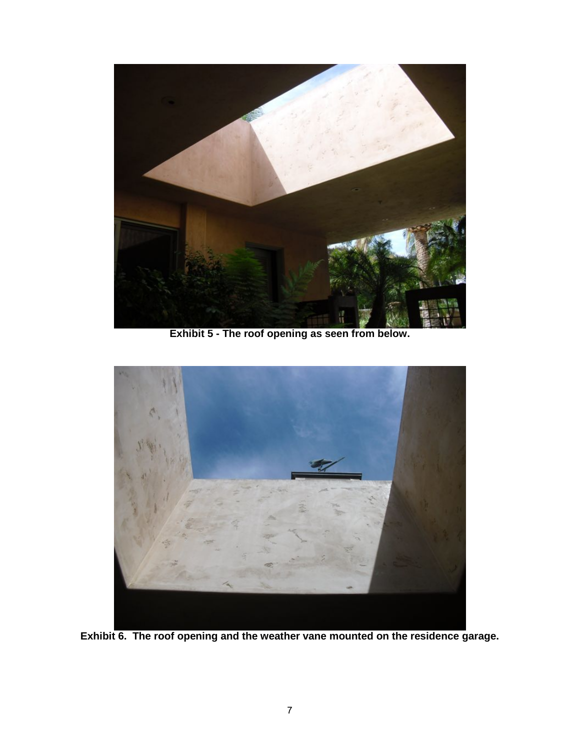Exhibit 5 - The roof opening as seen from below.

Exhibit 6. The roof opening and the weather vane mounted on the residence garage.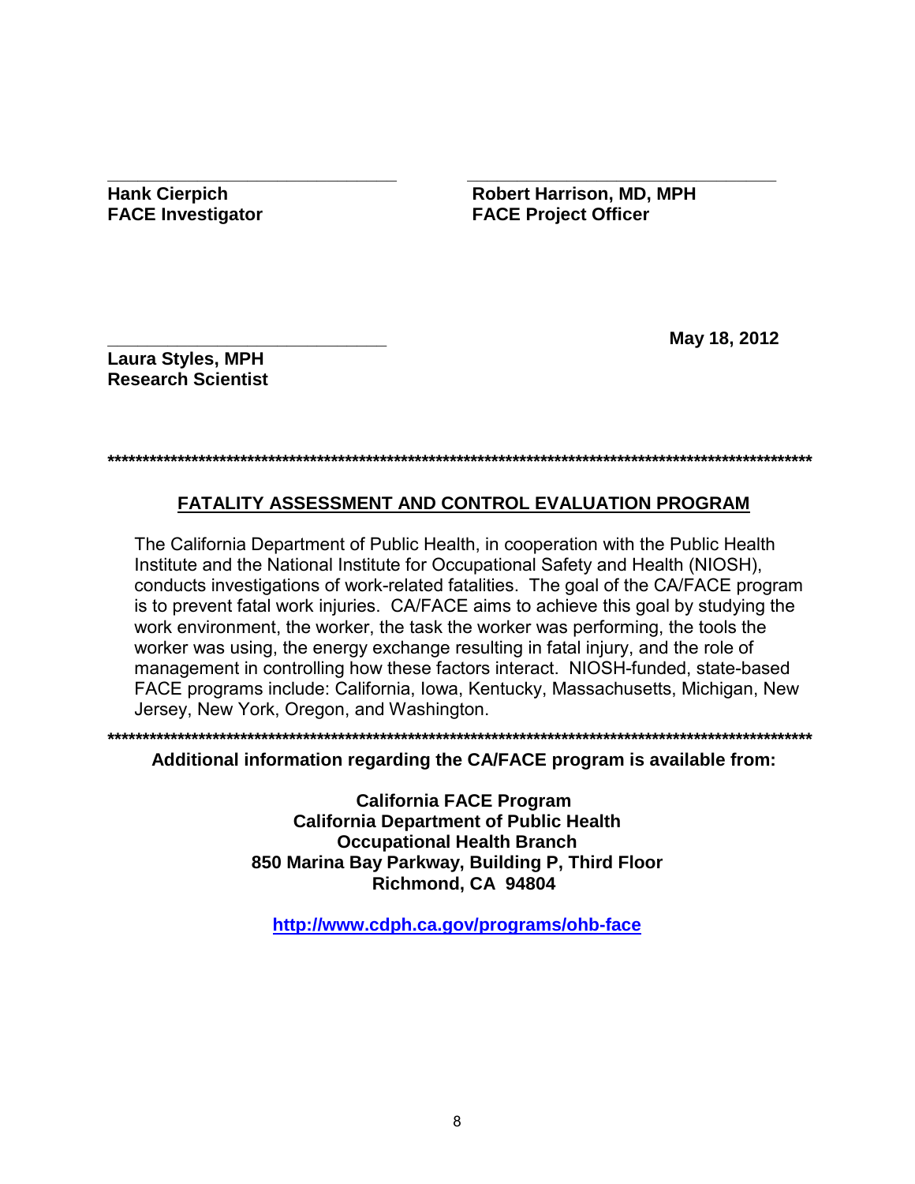**Hank Cierpich**
**FACE Investigator**

**Robert Harrison, MD, MPH**
**FACE Project Officer**

**Laura Styles, MPH**
**Research Scientist**

**May 18, 2012**

\*\*\*\*\*\*\*\*\*\*\*\*\*\*\*\*\*\*\*\*\*\*\*\*\*\*\*\*\*\*\*\*\*\*\*\*\*\*\*\*\*\*\*\*\*\*\*\*\*\*\*\*\*\*\*\*\*\*\*\*\*\*\*\*\*\*\*\*\*\*\*\*\*\*\*\*\*\*\*\*\*\*\*\*\*\*\*\*

## FATALITY ASSESSMENT AND CONTROL EVALUATION PROGRAM

The California Department of Public Health, in cooperation with the Public Health Institute and the National Institute for Occupational Safety and Health (NIOSH), conducts investigations of work-related fatalities. The goal of the CA/FACE program is to prevent fatal work injuries. CA/FACE aims to achieve this goal by studying the work environment, the worker, the task the worker was performing, the tools the worker was using, the energy exchange resulting in fatal injury, and the role of management in controlling how these factors interact. NIOSH-funded, state-based FACE programs include: California, Iowa, Kentucky, Massachusetts, Michigan, New Jersey, New York, Oregon, and Washington.

\*\*\*\*\*\*\*\*\*\*\*\*\*\*\*\*\*\*\*\*\*\*\*\*\*\*\*\*\*\*\*\*\*\*\*\*\*\*\*\*\*\*\*\*\*\*\*\*\*\*\*\*\*\*\*\*\*\*\*\*\*\*\*\*\*\*\*\*\*\*\*\*\*\*\*\*\*\*\*\*\*\*\*\*\*\*\*\*

**Additional information regarding the CA/FACE program is available from:**

**California FACE Program**
**California Department of Public Health**
**Occupational Health Branch**
**850 Marina Bay Parkway, Building P, Third Floor**
**Richmond, CA 94804**

**http://www.cdph.ca.gov/programs/ohb-face**